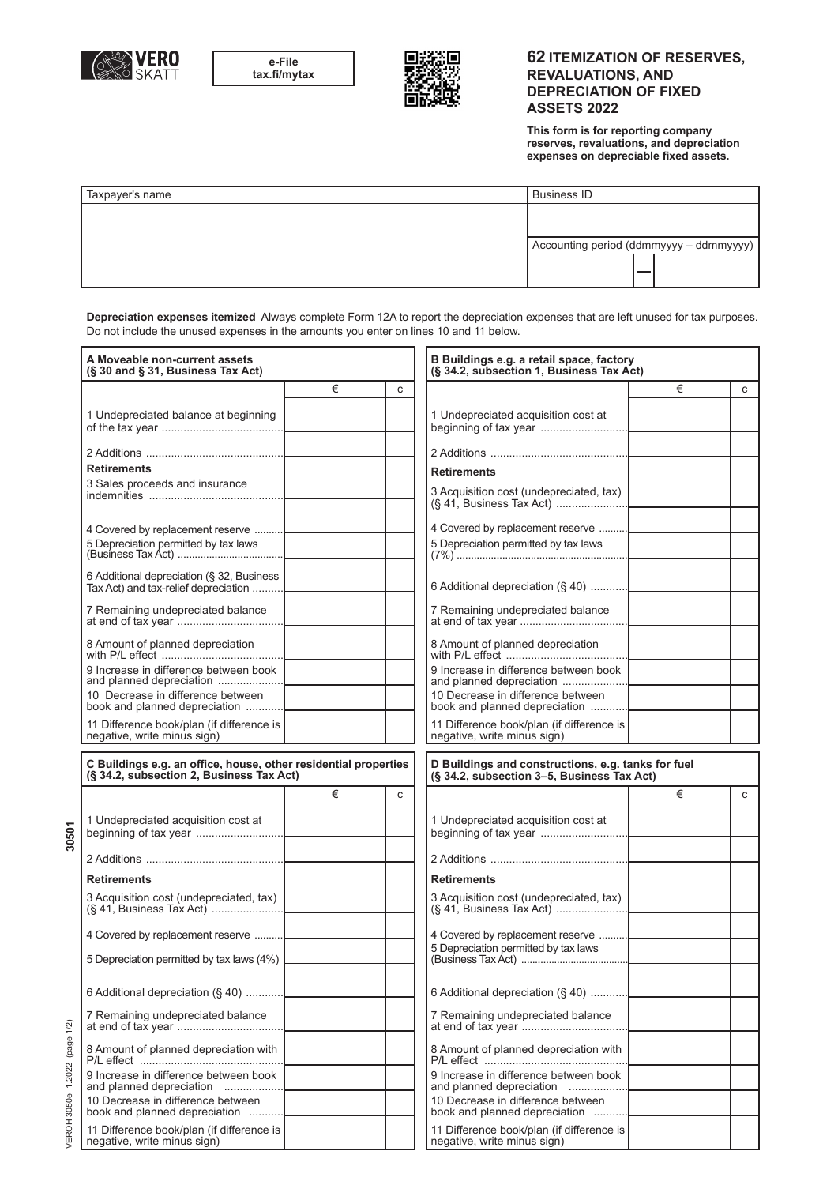VERO SKATT

e-File
tax.fi/mytax

# 62 ITEMIZATION OF RESERVES, REVALUATIONS, AND DEPRECIATION OF FIXED ASSETS 2022

**This form is for reporting company reserves, revaluations, and depreciation expenses on depreciable fixed assets.**

| Taxpayer's name | Business ID |
|---|---|
| | |
| | Accounting period (ddmmyyyy – ddmmyyyy) |
| | — |

**Depreciation expenses itemized** Always complete Form 12A to report the depreciation expenses that are left unused for tax purposes. Do not include the unused expenses in the amounts you enter on lines 10 and 11 below.

## A Moveable non-current assets (§ 30 and § 31, Business Tax Act)

| | € | c |
|---|---|---|
| 1 Undepreciated balance at beginning of the tax year | | |
| 2 Additions | | |
| **Retirements** | | |
| 3 Sales proceeds and insurance indemnities | | |
| 4 Covered by replacement reserve | | |
| 5 Depreciation permitted by tax laws (Business Tax Act) | | |
| 6 Additional depreciation (§ 32, Business Tax Act) and tax-relief depreciation | | |
| 7 Remaining undepreciated balance at end of tax year | | |
| 8 Amount of planned depreciation with P/L effect | | |
| 9 Increase in difference between book and planned depreciation | | |
| 10 Decrease in difference between book and planned depreciation | | |
| 11 Difference book/plan (if difference is negative, write minus sign) | | |

## B Buildings e.g. a retail space, factory (§ 34.2, subsection 1, Business Tax Act)

| | € | c |
|---|---|---|
| 1 Undepreciated acquisition cost at beginning of tax year | | |
| 2 Additions | | |
| **Retirements** | | |
| 3 Acquisition cost (undepreciated, tax) (§ 41, Business Tax Act) | | |
| 4 Covered by replacement reserve | | |
| 5 Depreciation permitted by tax laws (7%) | | |
| 6 Additional depreciation (§ 40) | | |
| 7 Remaining undepreciated balance at end of tax year | | |
| 8 Amount of planned depreciation with P/L effect | | |
| 9 Increase in difference between book and planned depreciation | | |
| 10 Decrease in difference between book and planned depreciation | | |
| 11 Difference book/plan (if difference is negative, write minus sign) | | |

## C Buildings e.g. an office, house, other residential properties (§ 34.2, subsection 2, Business Tax Act)

| | € | c |
|---|---|---|
| 1 Undepreciated acquisition cost at beginning of tax year | | |
| 2 Additions | | |
| **Retirements** | | |
| 3 Acquisition cost (undepreciated, tax) (§ 41, Business Tax Act) | | |
| 4 Covered by replacement reserve | | |
| 5 Depreciation permitted by tax laws (4%) | | |
| 6 Additional depreciation (§ 40) | | |
| 7 Remaining undepreciated balance at end of tax year | | |
| 8 Amount of planned depreciation with P/L effect | | |
| 9 Increase in difference between book and planned depreciation | | |
| 10 Decrease in difference between book and planned depreciation | | |
| 11 Difference book/plan (if difference is negative, write minus sign) | | |

## D Buildings and constructions, e.g. tanks for fuel (§ 34.2, subsection 3–5, Business Tax Act)

| | € | c |
|---|---|---|
| 1 Undepreciated acquisition cost at beginning of tax year | | |
| 2 Additions | | |
| **Retirements** | | |
| 3 Acquisition cost (undepreciated, tax) (§ 41, Business Tax Act) | | |
| 4 Covered by replacement reserve | | |
| 5 Depreciation permitted by tax laws (Business Tax Act) | | |
| 6 Additional depreciation (§ 40) | | |
| 7 Remaining undepreciated balance at end of tax year | | |
| 8 Amount of planned depreciation with P/L effect | | |
| 9 Increase in difference between book and planned depreciation | | |
| 10 Decrease in difference between book and planned depreciation | | |
| 11 Difference book/plan (if difference is negative, write minus sign) | | |

30501

VEROH 3050e 1.2022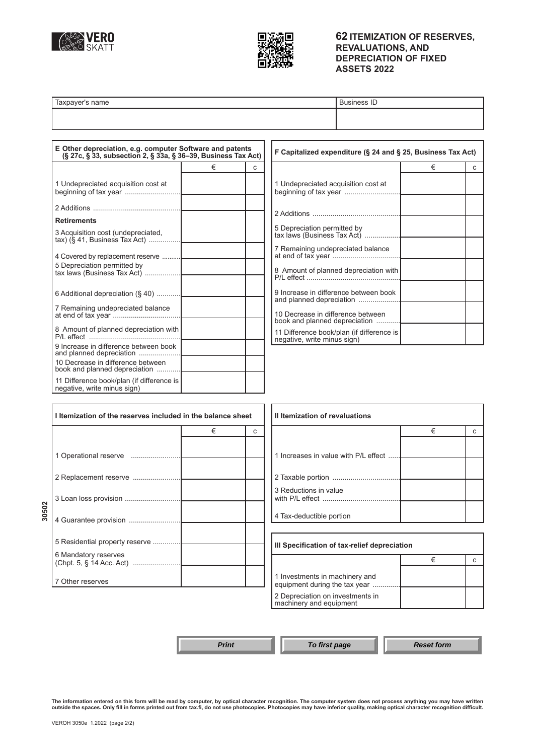# 62 ITEMIZATION OF RESERVES, REVALUATIONS, AND DEPRECIATION OF FIXED ASSETS 2022

| Taxpayer's name | Business ID |
|---|---|
| | |

| E Other depreciation, e.g. computer Software and patents (§ 27c, § 33, subsection 2, § 33a, § 36–39, Business Tax Act) | € | c |
|---|---|---|
| 1 Undepreciated acquisition cost at beginning of tax year | | |
| 2 Additions | | |
| **Retirements** | | |
| 3 Acquisition cost (undepreciated, tax) (§ 41, Business Tax Act) | | |
| 4 Covered by replacement reserve | | |
| 5 Depreciation permitted by tax laws (Business Tax Act) | | |
| 6 Additional depreciation (§ 40) | | |
| 7 Remaining undepreciated balance at end of tax year | | |
| 8 Amount of planned depreciation with P/L effect | | |
| 9 Increase in difference between book and planned depreciation | | |
| 10 Decrease in difference between book and planned depreciation | | |
| 11 Difference book/plan (if difference is negative, write minus sign) | | |

| F Capitalized expenditure (§ 24 and § 25, Business Tax Act) | € | c |
|---|---|---|
| 1 Undepreciated acquisition cost at beginning of tax year | | |
| 2 Additions | | |
| 5 Depreciation permitted by tax laws (Business Tax Act) | | |
| 7 Remaining undepreciated balance at end of tax year | | |
| 8 Amount of planned depreciation with P/L effect | | |
| 9 Increase in difference between book and planned depreciation | | |
| 10 Decrease in difference between book and planned depreciation | | |
| 11 Difference book/plan (if difference is negative, write minus sign) | | |

| I Itemization of the reserves included in the balance sheet | € | c |
|---|---|---|
| 1 Operational reserve | | |
| 2 Replacement reserve | | |
| 3 Loan loss provision | | |
| 4 Guarantee provision | | |
| 5 Residential property reserve | | |
| 6 Mandatory reserves (Chpt. 5, § 14 Acc. Act) | | |
| 7 Other reserves | | |

| II Itemization of revaluations | € | c |
|---|---|---|
| 1 Increases in value with P/L effect | | |
| 2 Taxable portion | | |
| 3 Reductions in value with P/L effect | | |
| 4 Tax-deductible portion | | |

| III Specification of tax-relief depreciation | € | c |
|---|---|---|
| 1 Investments in machinery and equipment during the tax year | | |
| 2 Depreciation on investments in machinery and equipment | | |

30502

*Print* *To first page* *Reset form*

**The information entered on this form will be read by computer, by optical character recognition. The computer system does not process anything you may have written outside the spaces. Only fill in forms printed out from tax.fi, do not use photocopies. Photocopies may have inferior quality, making optical character recognition difficult.**

VEROH 3050e 1.2022 (page 2/2)